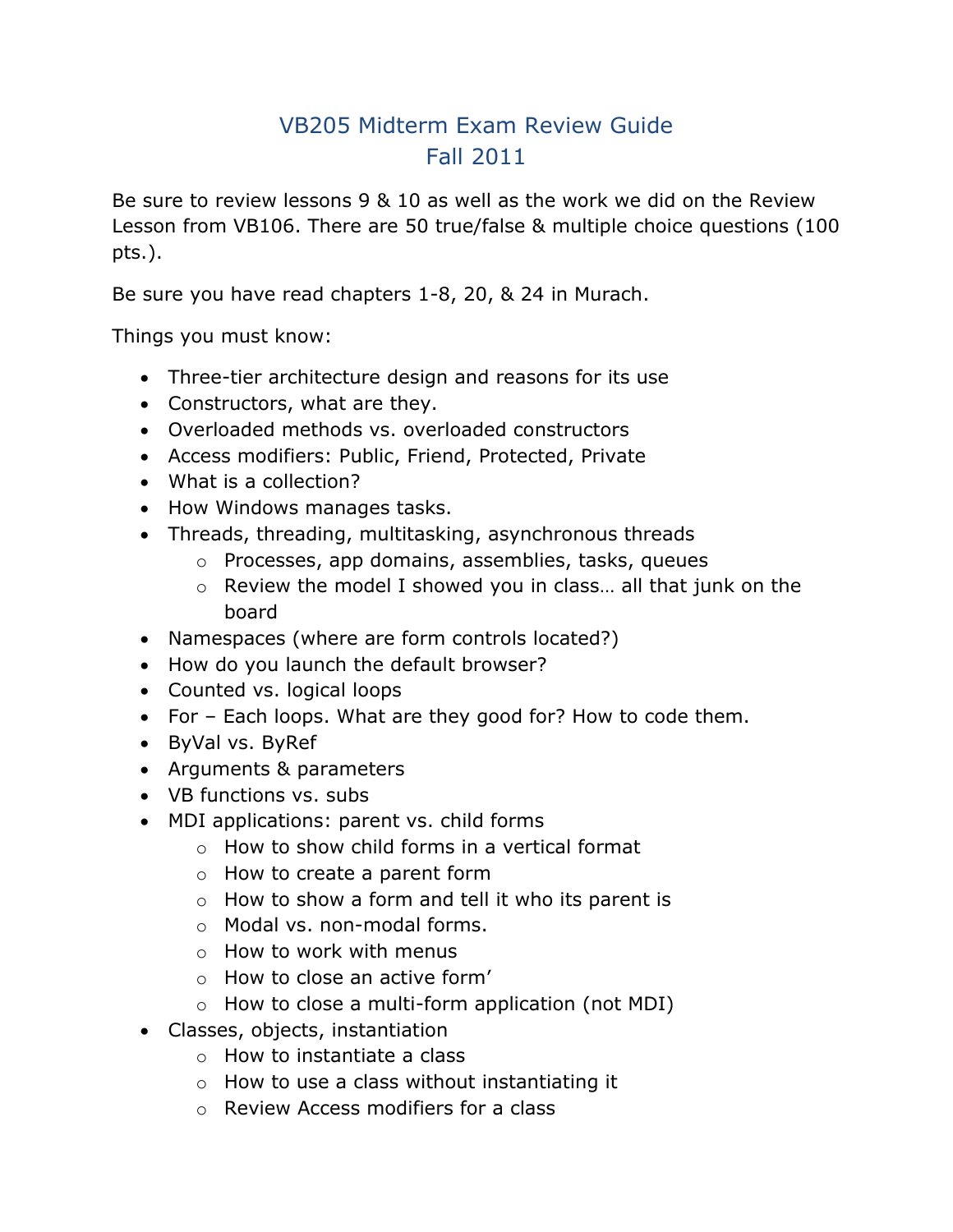# VB205 Midterm Exam Review Guide
## Fall 2011

Be sure to review lessons 9 & 10 as well as the work we did on the Review Lesson from VB106. There are 50 true/false & multiple choice questions (100 pts.).

Be sure you have read chapters 1-8, 20, & 24 in Murach.

Things you must know:

- Three-tier architecture design and reasons for its use
- Constructors, what are they.
- Overloaded methods vs. overloaded constructors
- Access modifiers: Public, Friend, Protected, Private
- What is a collection?
- How Windows manages tasks.
- Threads, threading, multitasking, asynchronous threads
  - Processes, app domains, assemblies, tasks, queues
  - Review the model I showed you in class… all that junk on the board
- Namespaces (where are form controls located?)
- How do you launch the default browser?
- Counted vs. logical loops
- For – Each loops. What are they good for? How to code them.
- ByVal vs. ByRef
- Arguments & parameters
- VB functions vs. subs
- MDI applications: parent vs. child forms
  - How to show child forms in a vertical format
  - How to create a parent form
  - How to show a form and tell it who its parent is
  - Modal vs. non-modal forms.
  - How to work with menus
  - How to close an active form'
  - How to close a multi-form application (not MDI)
- Classes, objects, instantiation
  - How to instantiate a class
  - How to use a class without instantiating it
  - Review Access modifiers for a class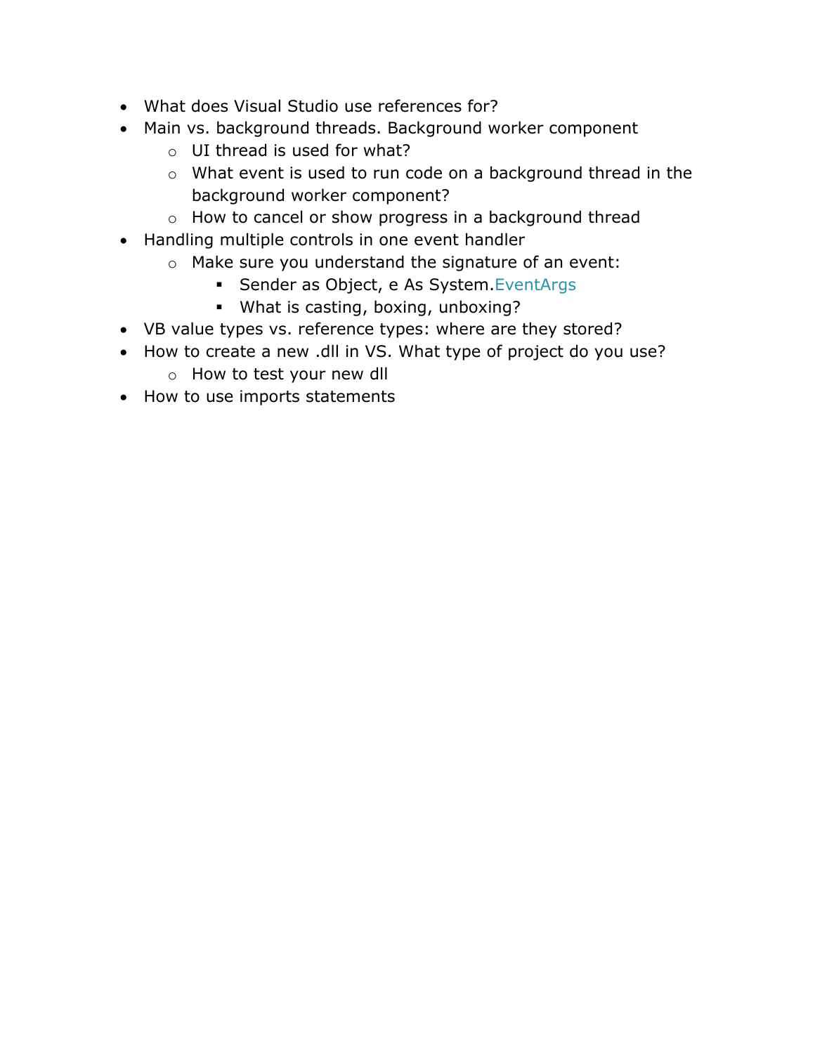- What does Visual Studio use references for?
- Main vs. background threads. Background worker component
  - UI thread is used for what?
  - What event is used to run code on a background thread in the background worker component?
  - How to cancel or show progress in a background thread
- Handling multiple controls in one event handler
  - Make sure you understand the signature of an event:
    - Sender as Object, e As System.EventArgs
    - What is casting, boxing, unboxing?
- VB value types vs. reference types: where are they stored?
- How to create a new .dll in VS. What type of project do you use?
  - How to test your new dll
- How to use imports statements